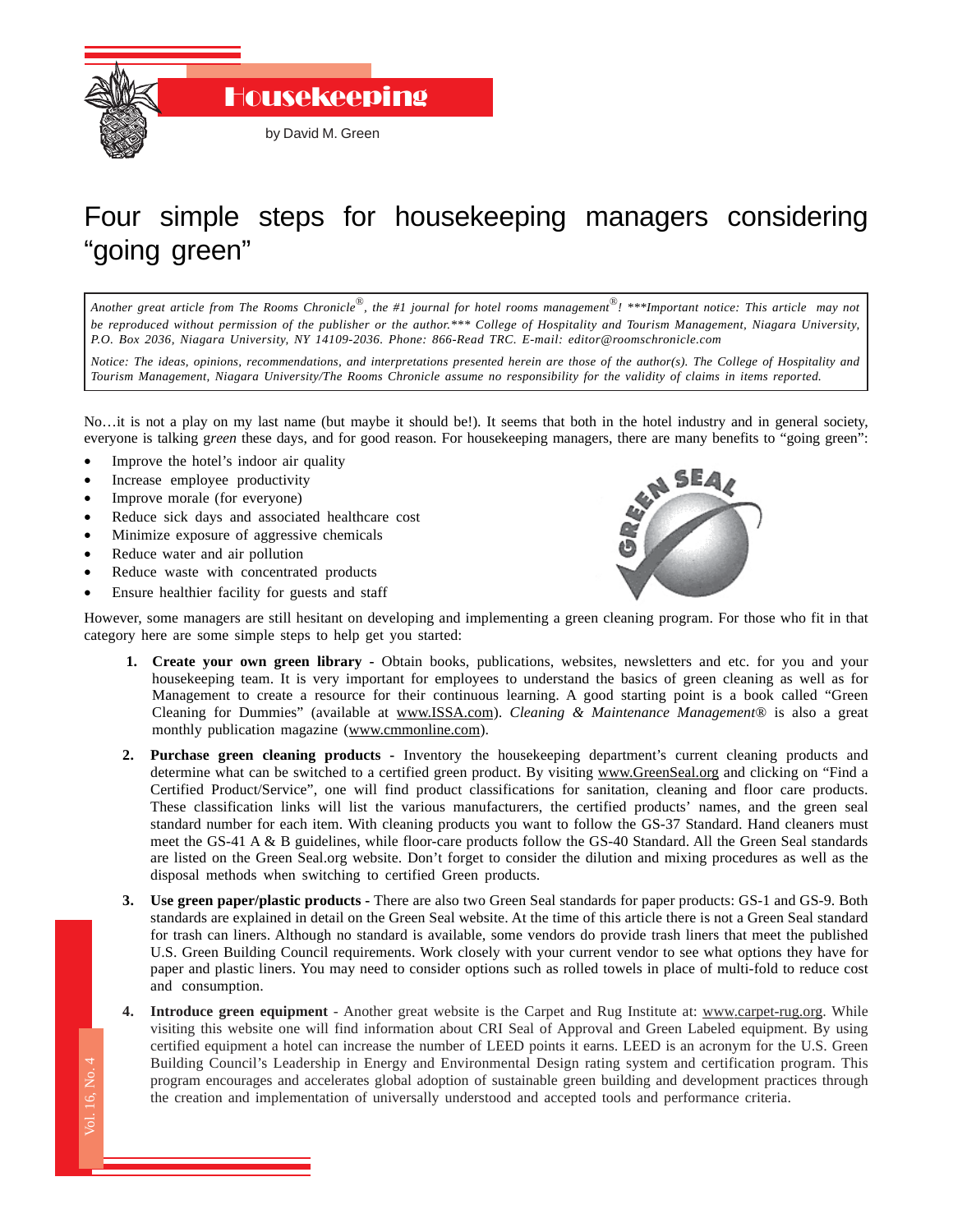# Housekeeping

by David M. Green

## Four simple steps for housekeeping managers considering "going green"

*Another great article from The Rooms Chronicle®, the #1 journal for hotel rooms management®! \*\*\*Important notice: This article may not be reproduced without permission of the publisher or the author.\*\*\* College of Hospitality and Tourism Management, Niagara University, P.O. Box 2036, Niagara University, NY 14109-2036. Phone: 866-Read TRC. E-mail: editor@roomschronicle.com*

*Notice: The ideas, opinions, recommendations, and interpretations presented herein are those of the author(s). The College of Hospitality and Tourism Management, Niagara University/The Rooms Chronicle assume no responsibility for the validity of claims in items reported.*

No…it is not a play on my last name (but maybe it should be!). It seems that both in the hotel industry and in general society, everyone is talking *green* these days, and for good reason. For housekeeping managers, there are many benefits to "going green":

- Improve the hotel's indoor air quality
- Increase employee productivity
- Improve morale (for everyone)
- Reduce sick days and associated healthcare cost
- Minimize exposure of aggressive chemicals
- Reduce water and air pollution
- Reduce waste with concentrated products
- Ensure healthier facility for guests and staff

However, some managers are still hesitant on developing and implementing a green cleaning program. For those who fit in that category here are some simple steps to help get you started:

1. **Create your own green library** - Obtain books, publications, websites, newsletters and etc. for you and your housekeeping team. It is very important for employees to understand the basics of green cleaning as well as for Management to create a resource for their continuous learning. A good starting point is a book called "Green Cleaning for Dummies" (available at www.ISSA.com). *Cleaning & Maintenance Management®* is also a great monthly publication magazine (www.cmmonline.com).

2. **Purchase green cleaning products** - Inventory the housekeeping department's current cleaning products and determine what can be switched to a certified green product. By visiting www.GreenSeal.org and clicking on "Find a Certified Product/Service", one will find product classifications for sanitation, cleaning and floor care products. These classification links will list the various manufacturers, the certified products' names, and the green seal standard number for each item. With cleaning products you want to follow the GS-37 Standard. Hand cleaners must meet the GS-41 A & B guidelines, while floor-care products follow the GS-40 Standard. All the Green Seal standards are listed on the Green Seal.org website. Don't forget to consider the dilution and mixing procedures as well as the disposal methods when switching to certified Green products.

3. **Use green paper/plastic products** - There are also two Green Seal standards for paper products: GS-1 and GS-9. Both standards are explained in detail on the Green Seal website. At the time of this article there is not a Green Seal standard for trash can liners. Although no standard is available, some vendors do provide trash liners that meet the published U.S. Green Building Council requirements. Work closely with your current vendor to see what options they have for paper and plastic liners. You may need to consider options such as rolled towels in place of multi-fold to reduce cost and consumption.

4. **Introduce green equipment** - Another great website is the Carpet and Rug Institute at: www.carpet-rug.org. While visiting this website one will find information about CRI Seal of Approval and Green Labeled equipment. By using certified equipment a hotel can increase the number of LEED points it earns. LEED is an acronym for the U.S. Green Building Council's Leadership in Energy and Environmental Design rating system and certification program. This program encourages and accelerates global adoption of sustainable green building and development practices through the creation and implementation of universally understood and accepted tools and performance criteria.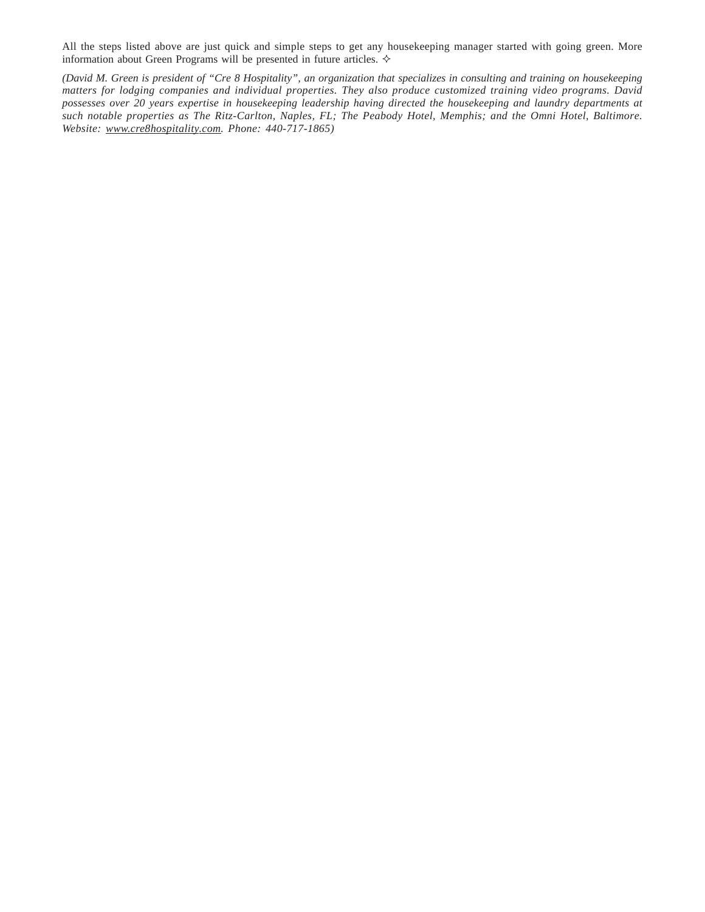All the steps listed above are just quick and simple steps to get any housekeeping manager started with going green. More information about Green Programs will be presented in future articles. ✧

*(David M. Green is president of "Cre 8 Hospitality", an organization that specializes in consulting and training on housekeeping matters for lodging companies and individual properties. They also produce customized training video programs. David possesses over 20 years expertise in housekeeping leadership having directed the housekeeping and laundry departments at such notable properties as The Ritz-Carlton, Naples, FL; The Peabody Hotel, Memphis; and the Omni Hotel, Baltimore. Website: www.cre8hospitality.com. Phone: 440-717-1865)*